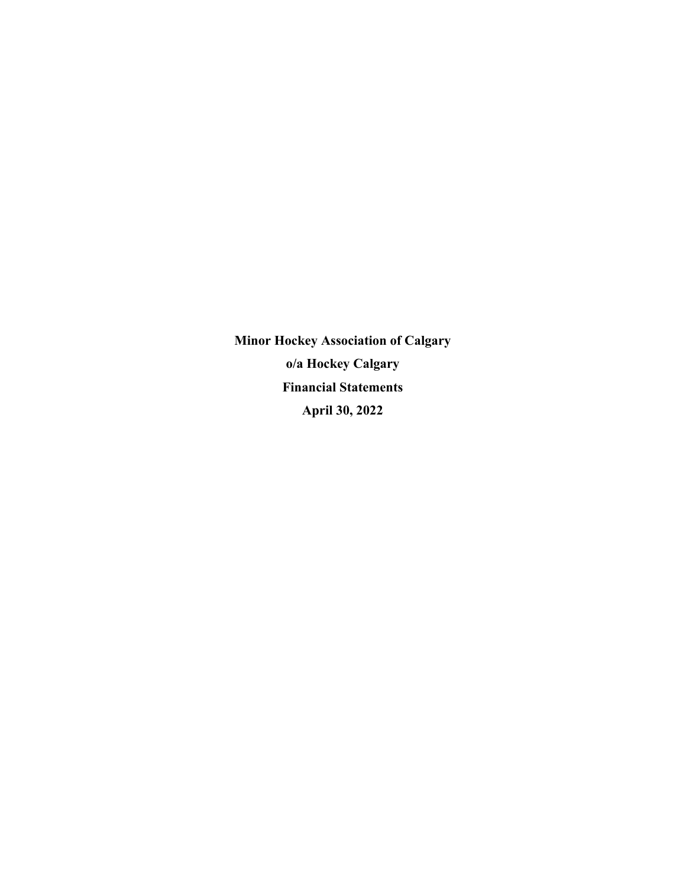**Minor Hockey Association of Calgary**

**o/a Hockey Calgary**

**Financial Statements**

**April 30, 2022**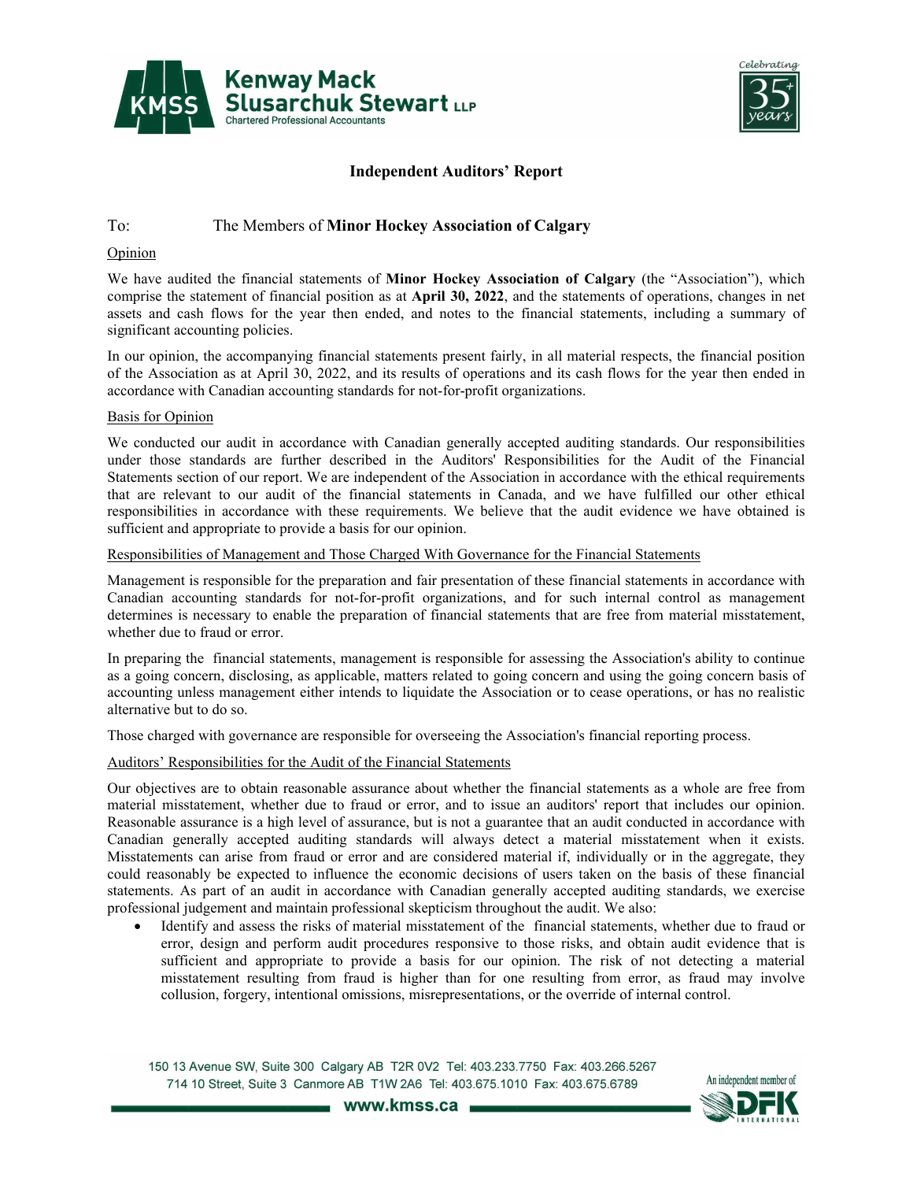# Independent Auditors' Report

To: The Members of **Minor Hockey Association of Calgary**

Opinion

We have audited the financial statements of **Minor Hockey Association of Calgary** (the "Association"), which comprise the statement of financial position as at **April 30, 2022**, and the statements of operations, changes in net assets and cash flows for the year then ended, and notes to the financial statements, including a summary of significant accounting policies.

In our opinion, the accompanying financial statements present fairly, in all material respects, the financial position of the Association as at April 30, 2022, and its results of operations and its cash flows for the year then ended in accordance with Canadian accounting standards for not-for-profit organizations.

Basis for Opinion

We conducted our audit in accordance with Canadian generally accepted auditing standards. Our responsibilities under those standards are further described in the Auditors' Responsibilities for the Audit of the Financial Statements section of our report. We are independent of the Association in accordance with the ethical requirements that are relevant to our audit of the financial statements in Canada, and we have fulfilled our other ethical responsibilities in accordance with these requirements. We believe that the audit evidence we have obtained is sufficient and appropriate to provide a basis for our opinion.

Responsibilities of Management and Those Charged With Governance for the Financial Statements

Management is responsible for the preparation and fair presentation of these financial statements in accordance with Canadian accounting standards for not-for-profit organizations, and for such internal control as management determines is necessary to enable the preparation of financial statements that are free from material misstatement, whether due to fraud or error.

In preparing the financial statements, management is responsible for assessing the Association's ability to continue as a going concern, disclosing, as applicable, matters related to going concern and using the going concern basis of accounting unless management either intends to liquidate the Association or to cease operations, or has no realistic alternative but to do so.

Those charged with governance are responsible for overseeing the Association's financial reporting process.

Auditors' Responsibilities for the Audit of the Financial Statements

Our objectives are to obtain reasonable assurance about whether the financial statements as a whole are free from material misstatement, whether due to fraud or error, and to issue an auditors' report that includes our opinion. Reasonable assurance is a high level of assurance, but is not a guarantee that an audit conducted in accordance with Canadian generally accepted auditing standards will always detect a material misstatement when it exists. Misstatements can arise from fraud or error and are considered material if, individually or in the aggregate, they could reasonably be expected to influence the economic decisions of users taken on the basis of these financial statements. As part of an audit in accordance with Canadian generally accepted auditing standards, we exercise professional judgement and maintain professional skepticism throughout the audit. We also:

- Identify and assess the risks of material misstatement of the financial statements, whether due to fraud or error, design and perform audit procedures responsive to those risks, and obtain audit evidence that is sufficient and appropriate to provide a basis for our opinion. The risk of not detecting a material misstatement resulting from fraud is higher than for one resulting from error, as fraud may involve collusion, forgery, intentional omissions, misrepresentations, or the override of internal control.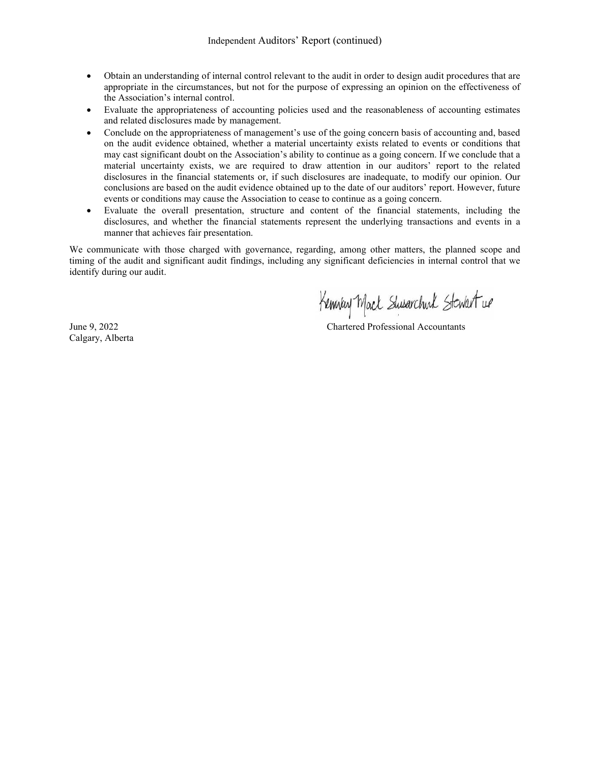Independent Auditors' Report (continued)

- Obtain an understanding of internal control relevant to the audit in order to design audit procedures that are appropriate in the circumstances, but not for the purpose of expressing an opinion on the effectiveness of the Association's internal control.
- Evaluate the appropriateness of accounting policies used and the reasonableness of accounting estimates and related disclosures made by management.
- Conclude on the appropriateness of management's use of the going concern basis of accounting and, based on the audit evidence obtained, whether a material uncertainty exists related to events or conditions that may cast significant doubt on the Association's ability to continue as a going concern. If we conclude that a material uncertainty exists, we are required to draw attention in our auditors' report to the related disclosures in the financial statements or, if such disclosures are inadequate, to modify our opinion. Our conclusions are based on the audit evidence obtained up to the date of our auditors' report. However, future events or conditions may cause the Association to cease to continue as a going concern.
- Evaluate the overall presentation, structure and content of the financial statements, including the disclosures, and whether the financial statements represent the underlying transactions and events in a manner that achieves fair presentation.

We communicate with those charged with governance, regarding, among other matters, the planned scope and timing of the audit and significant audit findings, including any significant deficiencies in internal control that we identify during our audit.

Kenway Mack Slusarchuk Stewart LLP

June 9, 2022
Calgary, Alberta

Chartered Professional Accountants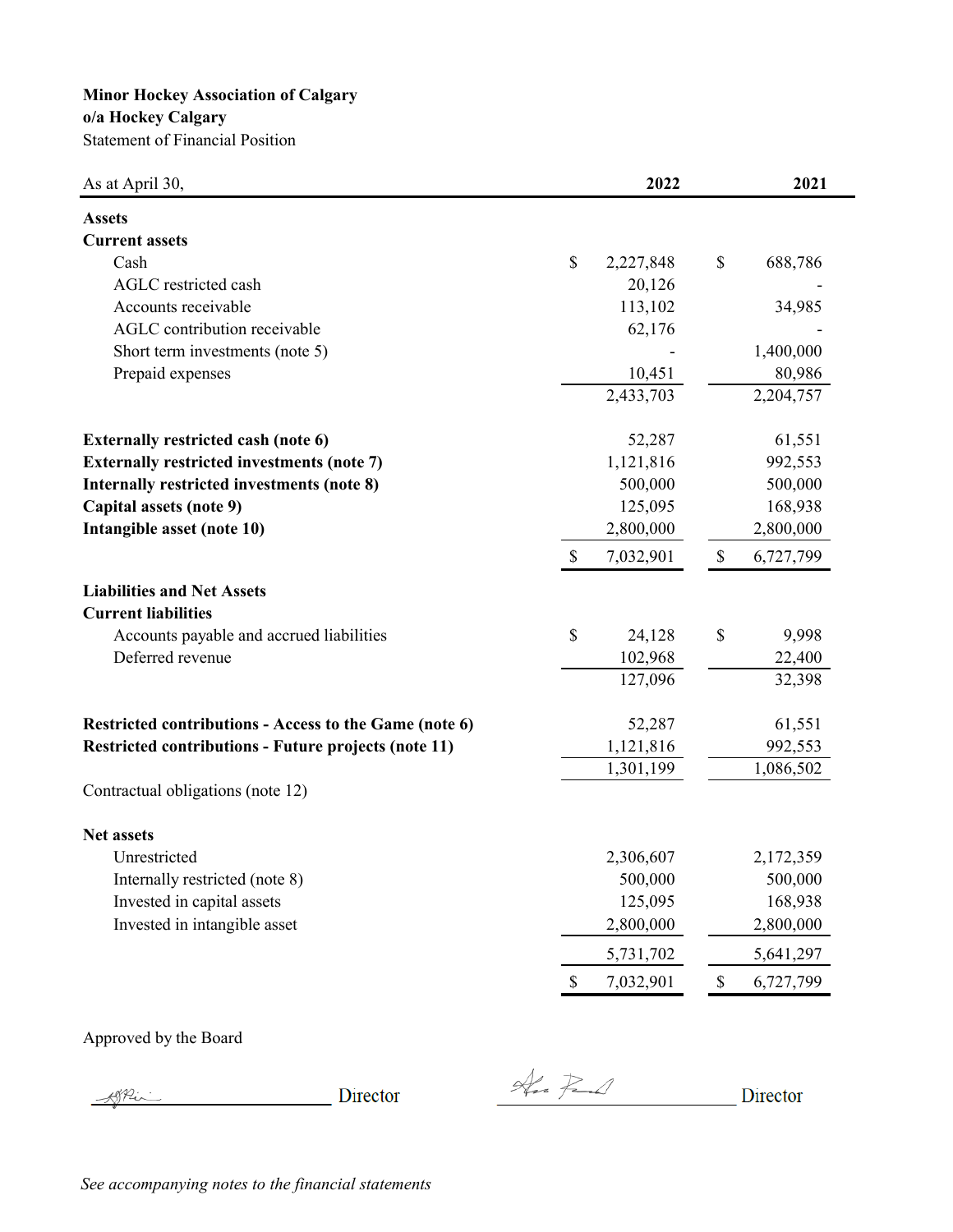**Minor Hockey Association of Calgary**
**o/a Hockey Calgary**
Statement of Financial Position

| As at April 30, | 2022 | 2021 |
|---|---|---|
| **Assets** | | |
| **Current assets** | | |
| Cash | $ 2,227,848 | $ 688,786 |
| AGLC restricted cash | 20,126 | - |
| Accounts receivable | 113,102 | 34,985 |
| AGLC contribution receivable | 62,176 | - |
| Short term investments (note 5) | - | 1,400,000 |
| Prepaid expenses | 10,451 | 80,986 |
| | 2,433,703 | 2,204,757 |
| **Externally restricted cash (note 6)** | 52,287 | 61,551 |
| **Externally restricted investments (note 7)** | 1,121,816 | 992,553 |
| **Internally restricted investments (note 8)** | 500,000 | 500,000 |
| **Capital assets (note 9)** | 125,095 | 168,938 |
| **Intangible asset (note 10)** | 2,800,000 | 2,800,000 |
| | $ 7,032,901 | $ 6,727,799 |
| **Liabilities and Net Assets** | | |
| **Current liabilities** | | |
| Accounts payable and accrued liabilities | $ 24,128 | $ 9,998 |
| Deferred revenue | 102,968 | 22,400 |
| | 127,096 | 32,398 |
| **Restricted contributions - Access to the Game (note 6)** | 52,287 | 61,551 |
| **Restricted contributions - Future projects (note 11)** | 1,121,816 | 992,553 |
| | 1,301,199 | 1,086,502 |
| Contractual obligations (note 12) | | |
| **Net assets** | | |
| Unrestricted | 2,306,607 | 2,172,359 |
| Internally restricted (note 8) | 500,000 | 500,000 |
| Invested in capital assets | 125,095 | 168,938 |
| Invested in intangible asset | 2,800,000 | 2,800,000 |
| | 5,731,702 | 5,641,297 |
| | $ 7,032,901 | $ 6,727,799 |

Approved by the Board

_________________________ Director

_________________________ Director

*See accompanying notes to the financial statements*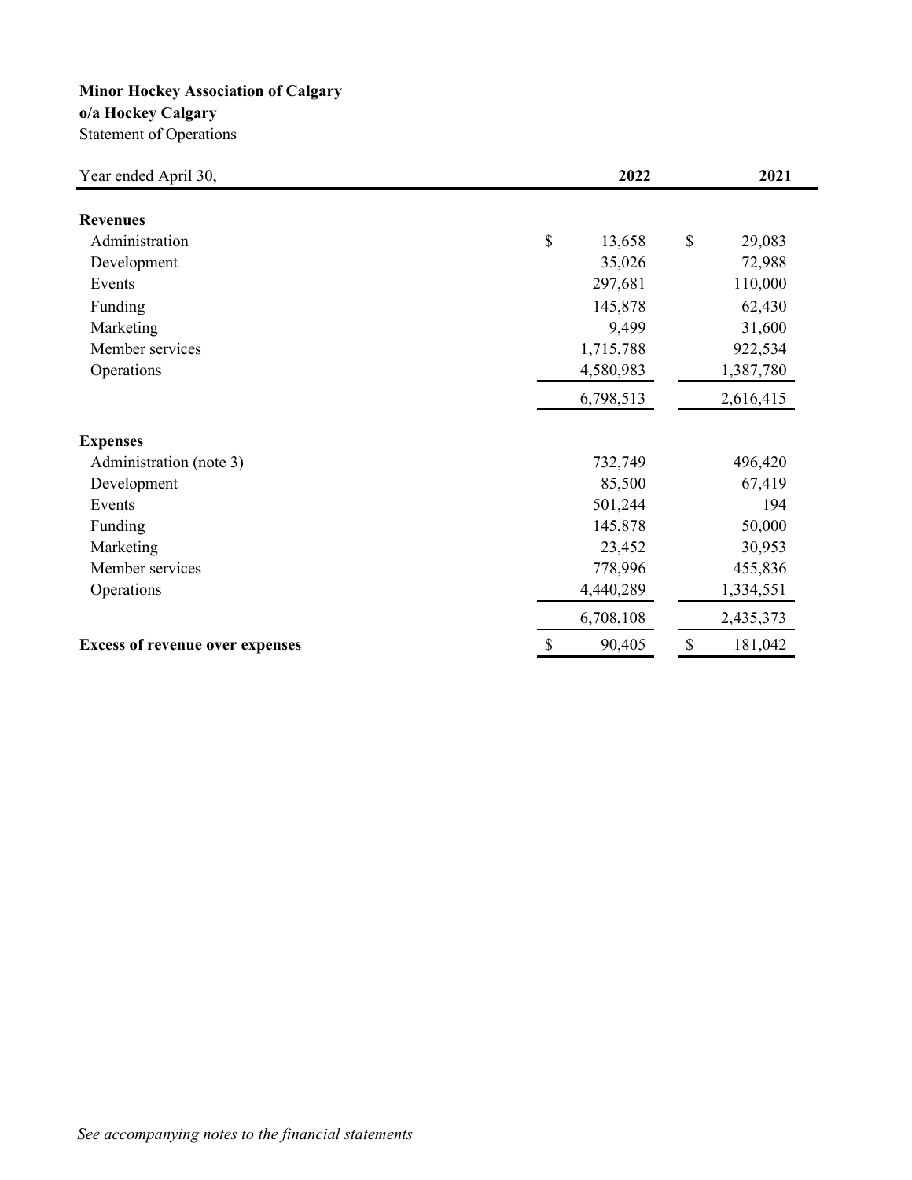**Minor Hockey Association of Calgary**
**o/a Hockey Calgary**
Statement of Operations

| Year ended April 30, | 2022 | 2021 |
|---|---|---|
| **Revenues** | | |
| Administration | $ 13,658 | $ 29,083 |
| Development | 35,026 | 72,988 |
| Events | 297,681 | 110,000 |
| Funding | 145,878 | 62,430 |
| Marketing | 9,499 | 31,600 |
| Member services | 1,715,788 | 922,534 |
| Operations | 4,580,983 | 1,387,780 |
| | 6,798,513 | 2,616,415 |
| **Expenses** | | |
| Administration (note 3) | 732,749 | 496,420 |
| Development | 85,500 | 67,419 |
| Events | 501,244 | 194 |
| Funding | 145,878 | 50,000 |
| Marketing | 23,452 | 30,953 |
| Member services | 778,996 | 455,836 |
| Operations | 4,440,289 | 1,334,551 |
| | 6,708,108 | 2,435,373 |
| **Excess of revenue over expenses** | $ 90,405 | $ 181,042 |

*See accompanying notes to the financial statements*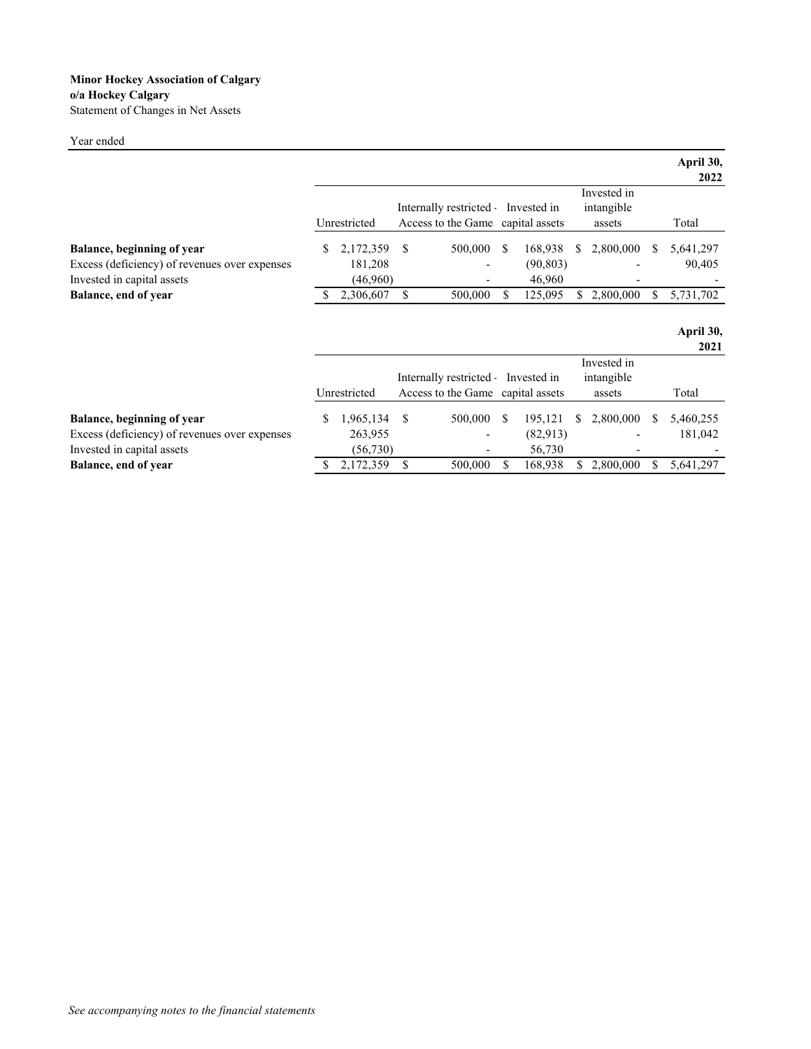**Minor Hockey Association of Calgary**
**o/a Hockey Calgary**
Statement of Changes in Net Assets

Year ended

| | | | | | **April 30, 2022** |
|---|---|---|---|---|---|
| | Unrestricted | Internally restricted - Access to the Game | Invested in capital assets | Invested in intangible assets | Total |
| **Balance, beginning of year** | $ 2,172,359 | $ 500,000 | $ 168,938 | $ 2,800,000 | $ 5,641,297 |
| Excess (deficiency) of revenues over expenses | 181,208 | - | (90,803) | - | 90,405 |
| Invested in capital assets | (46,960) | - | 46,960 | - | - |
| **Balance, end of year** | $ 2,306,607 | $ 500,000 | $ 125,095 | $ 2,800,000 | $ 5,731,702 |

| | | | | | **April 30, 2021** |
|---|---|---|---|---|---|
| | Unrestricted | Internally restricted - Access to the Game | Invested in capital assets | Invested in intangible assets | Total |
| **Balance, beginning of year** | $ 1,965,134 | $ 500,000 | $ 195,121 | $ 2,800,000 | $ 5,460,255 |
| Excess (deficiency) of revenues over expenses | 263,955 | - | (82,913) | - | 181,042 |
| Invested in capital assets | (56,730) | - | 56,730 | - | - |
| **Balance, end of year** | $ 2,172,359 | $ 500,000 | $ 168,938 | $ 2,800,000 | $ 5,641,297 |

*See accompanying notes to the financial statements*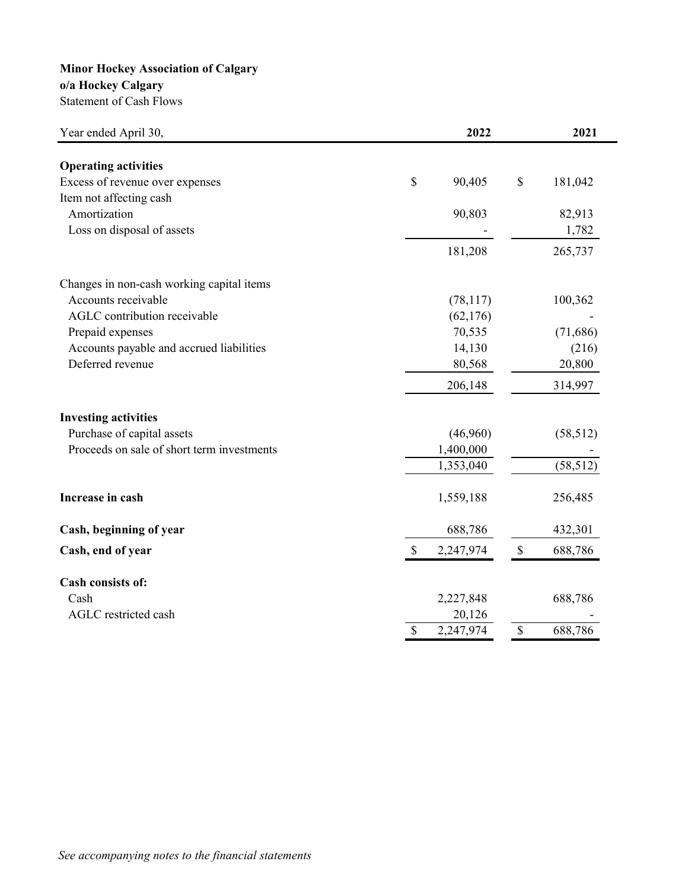**Minor Hockey Association of Calgary**
**o/a Hockey Calgary**
Statement of Cash Flows

| Year ended April 30, | 2022 | 2021 |
| --- | --- | --- |
| **Operating activities** | | |
| Excess of revenue over expenses | $ 90,405 | $ 181,042 |
| Item not affecting cash | | |
| Amortization | 90,803 | 82,913 |
| Loss on disposal of assets | - | 1,782 |
| | 181,208 | 265,737 |
| Changes in non-cash working capital items | | |
| Accounts receivable | (78,117) | 100,362 |
| AGLC contribution receivable | (62,176) | - |
| Prepaid expenses | 70,535 | (71,686) |
| Accounts payable and accrued liabilities | 14,130 | (216) |
| Deferred revenue | 80,568 | 20,800 |
| | 206,148 | 314,997 |
| **Investing activities** | | |
| Purchase of capital assets | (46,960) | (58,512) |
| Proceeds on sale of short term investments | 1,400,000 | - |
| | 1,353,040 | (58,512) |
| **Increase in cash** | 1,559,188 | 256,485 |
| **Cash, beginning of year** | 688,786 | 432,301 |
| **Cash, end of year** | $ 2,247,974 | $ 688,786 |
| **Cash consists of:** | | |
| Cash | 2,227,848 | 688,786 |
| AGLC restricted cash | 20,126 | - |
| | $ 2,247,974 | $ 688,786 |

*See accompanying notes to the financial statements*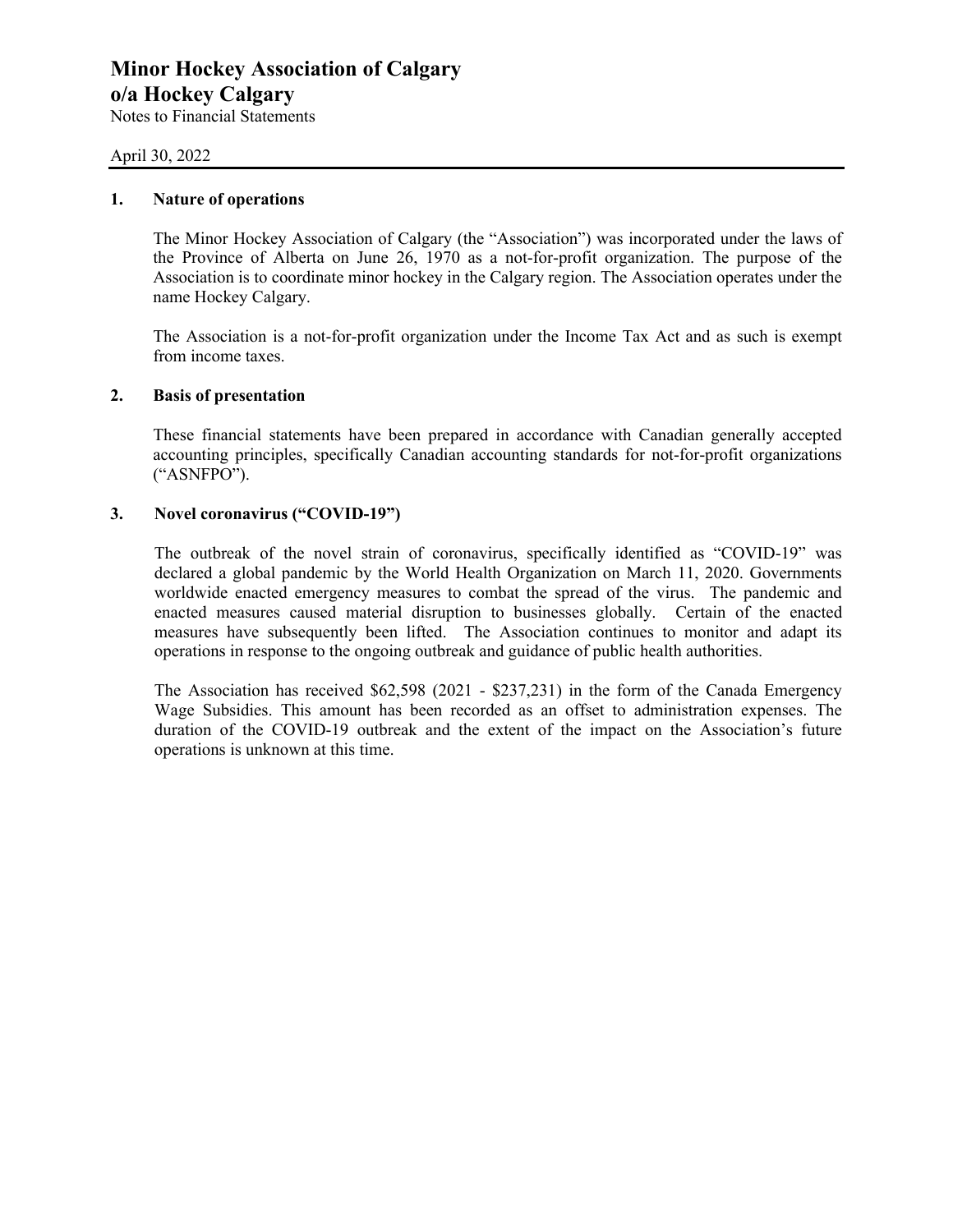# Minor Hockey Association of Calgary
# o/a Hockey Calgary

Notes to Financial Statements

April 30, 2022

## 1. Nature of operations

The Minor Hockey Association of Calgary (the "Association") was incorporated under the laws of the Province of Alberta on June 26, 1970 as a not-for-profit organization. The purpose of the Association is to coordinate minor hockey in the Calgary region. The Association operates under the name Hockey Calgary.

The Association is a not-for-profit organization under the Income Tax Act and as such is exempt from income taxes.

## 2. Basis of presentation

These financial statements have been prepared in accordance with Canadian generally accepted accounting principles, specifically Canadian accounting standards for not-for-profit organizations ("ASNFPO").

## 3. Novel coronavirus ("COVID-19")

The outbreak of the novel strain of coronavirus, specifically identified as "COVID-19" was declared a global pandemic by the World Health Organization on March 11, 2020. Governments worldwide enacted emergency measures to combat the spread of the virus. The pandemic and enacted measures caused material disruption to businesses globally. Certain of the enacted measures have subsequently been lifted. The Association continues to monitor and adapt its operations in response to the ongoing outbreak and guidance of public health authorities.

The Association has received $62,598 (2021 - $237,231) in the form of the Canada Emergency Wage Subsidies. This amount has been recorded as an offset to administration expenses. The duration of the COVID-19 outbreak and the extent of the impact on the Association's future operations is unknown at this time.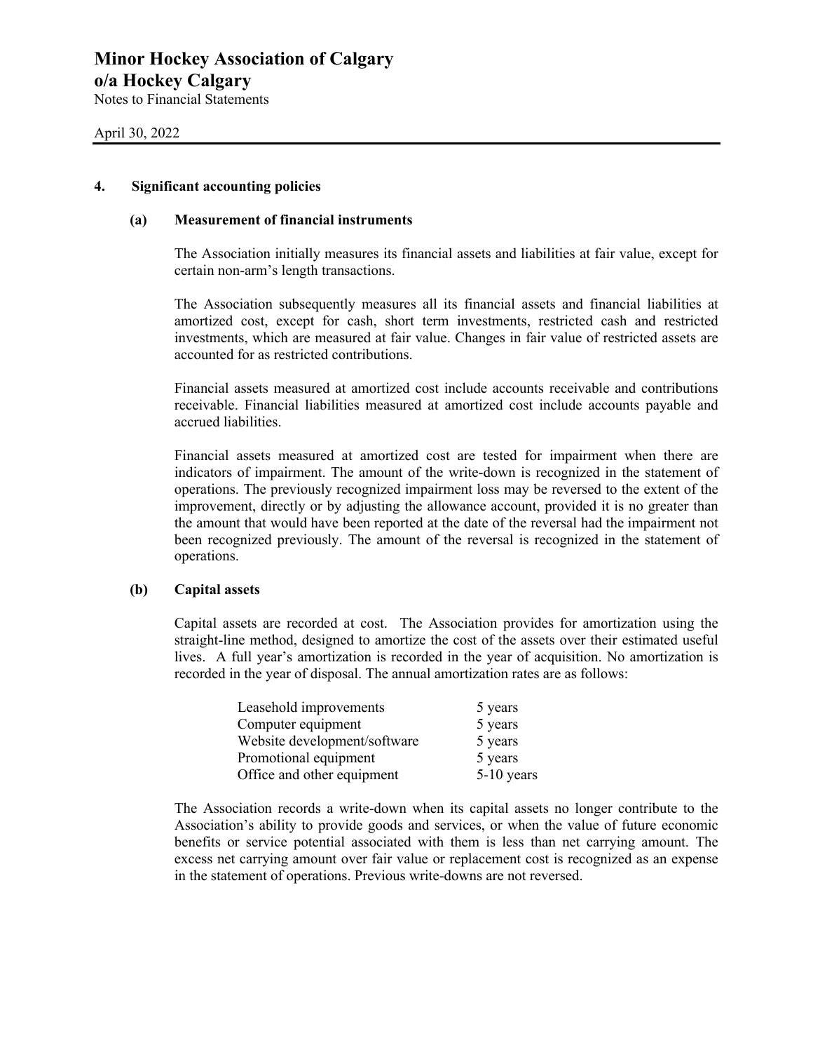# Minor Hockey Association of Calgary
# o/a Hockey Calgary
Notes to Financial Statements

April 30, 2022

## 4. Significant accounting policies

### (a) Measurement of financial instruments

The Association initially measures its financial assets and liabilities at fair value, except for certain non-arm's length transactions.

The Association subsequently measures all its financial assets and financial liabilities at amortized cost, except for cash, short term investments, restricted cash and restricted investments, which are measured at fair value. Changes in fair value of restricted assets are accounted for as restricted contributions.

Financial assets measured at amortized cost include accounts receivable and contributions receivable. Financial liabilities measured at amortized cost include accounts payable and accrued liabilities.

Financial assets measured at amortized cost are tested for impairment when there are indicators of impairment. The amount of the write-down is recognized in the statement of operations. The previously recognized impairment loss may be reversed to the extent of the improvement, directly or by adjusting the allowance account, provided it is no greater than the amount that would have been reported at the date of the reversal had the impairment not been recognized previously. The amount of the reversal is recognized in the statement of operations.

### (b) Capital assets

Capital assets are recorded at cost. The Association provides for amortization using the straight-line method, designed to amortize the cost of the assets over their estimated useful lives. A full year's amortization is recorded in the year of acquisition. No amortization is recorded in the year of disposal. The annual amortization rates are as follows:

| | |
|---|---|
| Leasehold improvements | 5 years |
| Computer equipment | 5 years |
| Website development/software | 5 years |
| Promotional equipment | 5 years |
| Office and other equipment | 5-10 years |

The Association records a write-down when its capital assets no longer contribute to the Association's ability to provide goods and services, or when the value of future economic benefits or service potential associated with them is less than net carrying amount. The excess net carrying amount over fair value or replacement cost is recognized as an expense in the statement of operations. Previous write-downs are not reversed.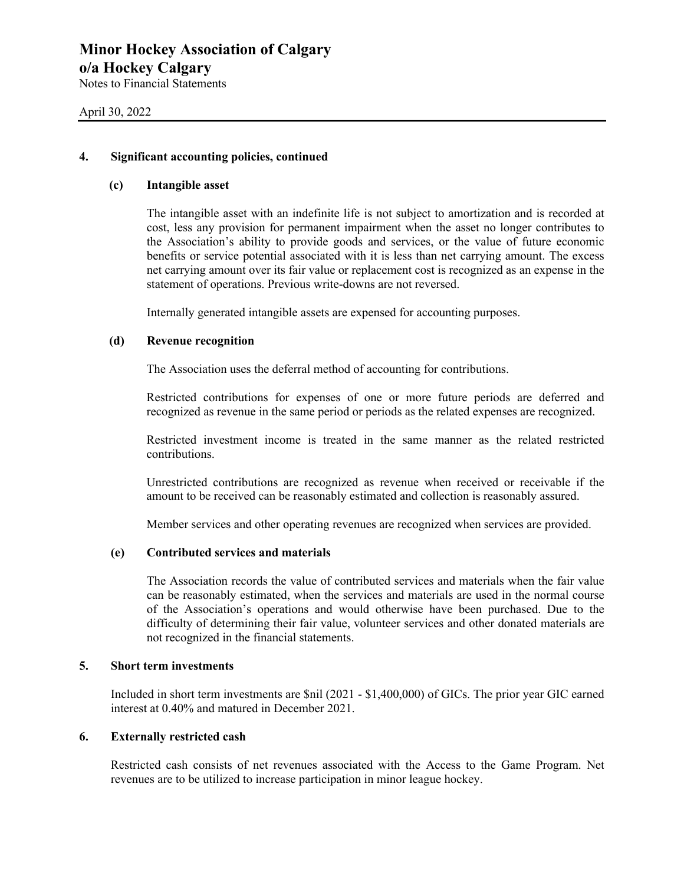# Minor Hockey Association of Calgary
# o/a Hockey Calgary

Notes to Financial Statements

April 30, 2022

## 4. Significant accounting policies, continued

### (c) Intangible asset

The intangible asset with an indefinite life is not subject to amortization and is recorded at cost, less any provision for permanent impairment when the asset no longer contributes to the Association's ability to provide goods and services, or the value of future economic benefits or service potential associated with it is less than net carrying amount. The excess net carrying amount over its fair value or replacement cost is recognized as an expense in the statement of operations. Previous write-downs are not reversed.

Internally generated intangible assets are expensed for accounting purposes.

### (d) Revenue recognition

The Association uses the deferral method of accounting for contributions.

Restricted contributions for expenses of one or more future periods are deferred and recognized as revenue in the same period or periods as the related expenses are recognized.

Restricted investment income is treated in the same manner as the related restricted contributions.

Unrestricted contributions are recognized as revenue when received or receivable if the amount to be received can be reasonably estimated and collection is reasonably assured.

Member services and other operating revenues are recognized when services are provided.

### (e) Contributed services and materials

The Association records the value of contributed services and materials when the fair value can be reasonably estimated, when the services and materials are used in the normal course of the Association's operations and would otherwise have been purchased. Due to the difficulty of determining their fair value, volunteer services and other donated materials are not recognized in the financial statements.

## 5. Short term investments

Included in short term investments are $nil (2021 - $1,400,000) of GICs. The prior year GIC earned interest at 0.40% and matured in December 2021.

## 6. Externally restricted cash

Restricted cash consists of net revenues associated with the Access to the Game Program. Net revenues are to be utilized to increase participation in minor league hockey.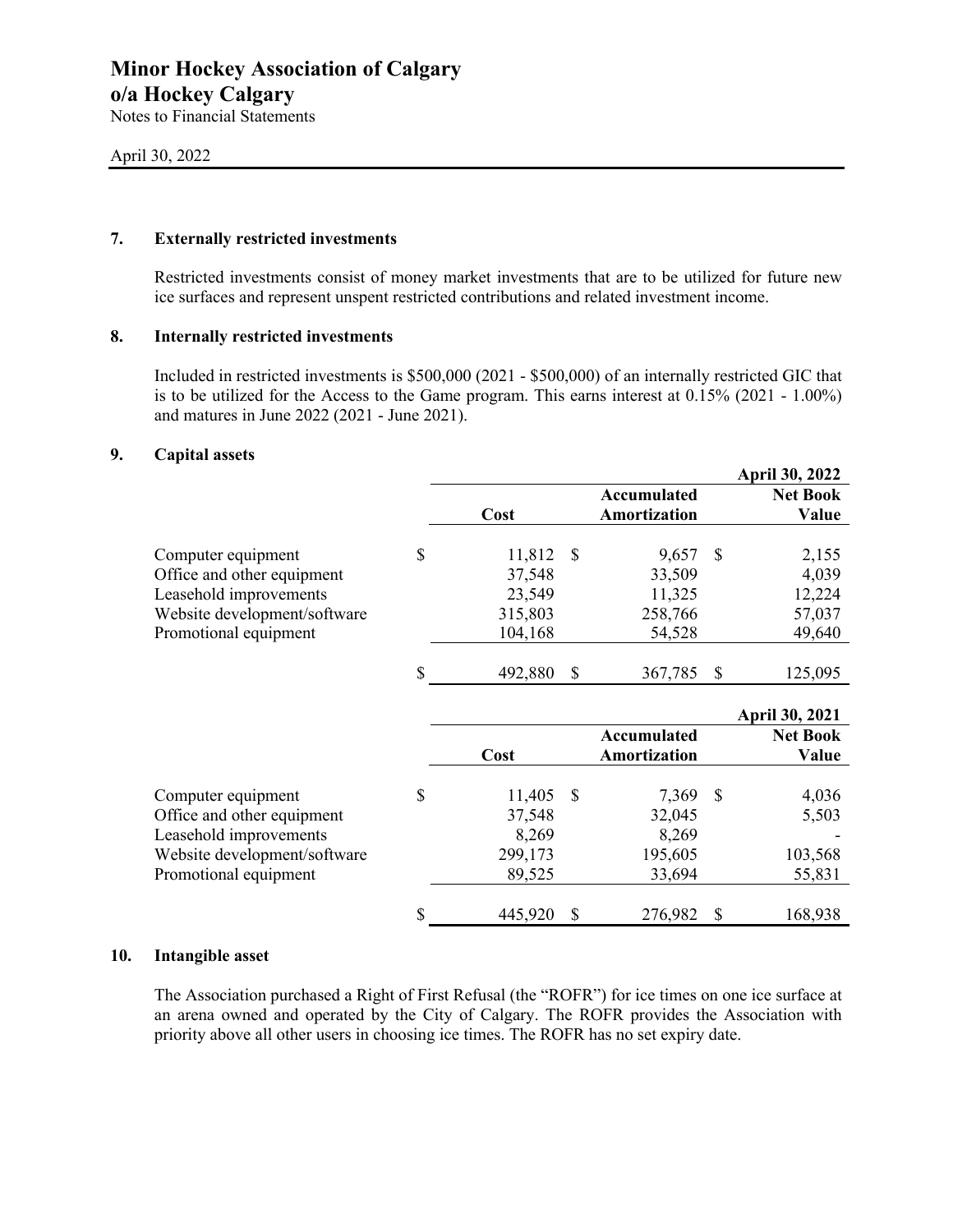# Minor Hockey Association of Calgary
# o/a Hockey Calgary

Notes to Financial Statements

April 30, 2022

### 7. Externally restricted investments

Restricted investments consist of money market investments that are to be utilized for future new ice surfaces and represent unspent restricted contributions and related investment income.

### 8. Internally restricted investments

Included in restricted investments is $500,000 (2021 - $500,000) of an internally restricted GIC that is to be utilized for the Access to the Game program. This earns interest at 0.15% (2021 - 1.00%) and matures in June 2022 (2021 - June 2021).

### 9. Capital assets

| | | | **April 30, 2022** |
|---|---|---|---|
| | **Cost** | **Accumulated Amortization** | **Net Book Value** |
| Computer equipment | $ 11,812 | $ 9,657 | $ 2,155 |
| Office and other equipment | 37,548 | 33,509 | 4,039 |
| Leasehold improvements | 23,549 | 11,325 | 12,224 |
| Website development/software | 315,803 | 258,766 | 57,037 |
| Promotional equipment | 104,168 | 54,528 | 49,640 |
| | $ 492,880 | $ 367,785 | $ 125,095 |

| | | | **April 30, 2021** |
|---|---|---|---|
| | **Cost** | **Accumulated Amortization** | **Net Book Value** |
| Computer equipment | $ 11,405 | $ 7,369 | $ 4,036 |
| Office and other equipment | 37,548 | 32,045 | 5,503 |
| Leasehold improvements | 8,269 | 8,269 | - |
| Website development/software | 299,173 | 195,605 | 103,568 |
| Promotional equipment | 89,525 | 33,694 | 55,831 |
| | $ 445,920 | $ 276,982 | $ 168,938 |

### 10. Intangible asset

The Association purchased a Right of First Refusal (the "ROFR") for ice times on one ice surface at an arena owned and operated by the City of Calgary. The ROFR provides the Association with priority above all other users in choosing ice times. The ROFR has no set expiry date.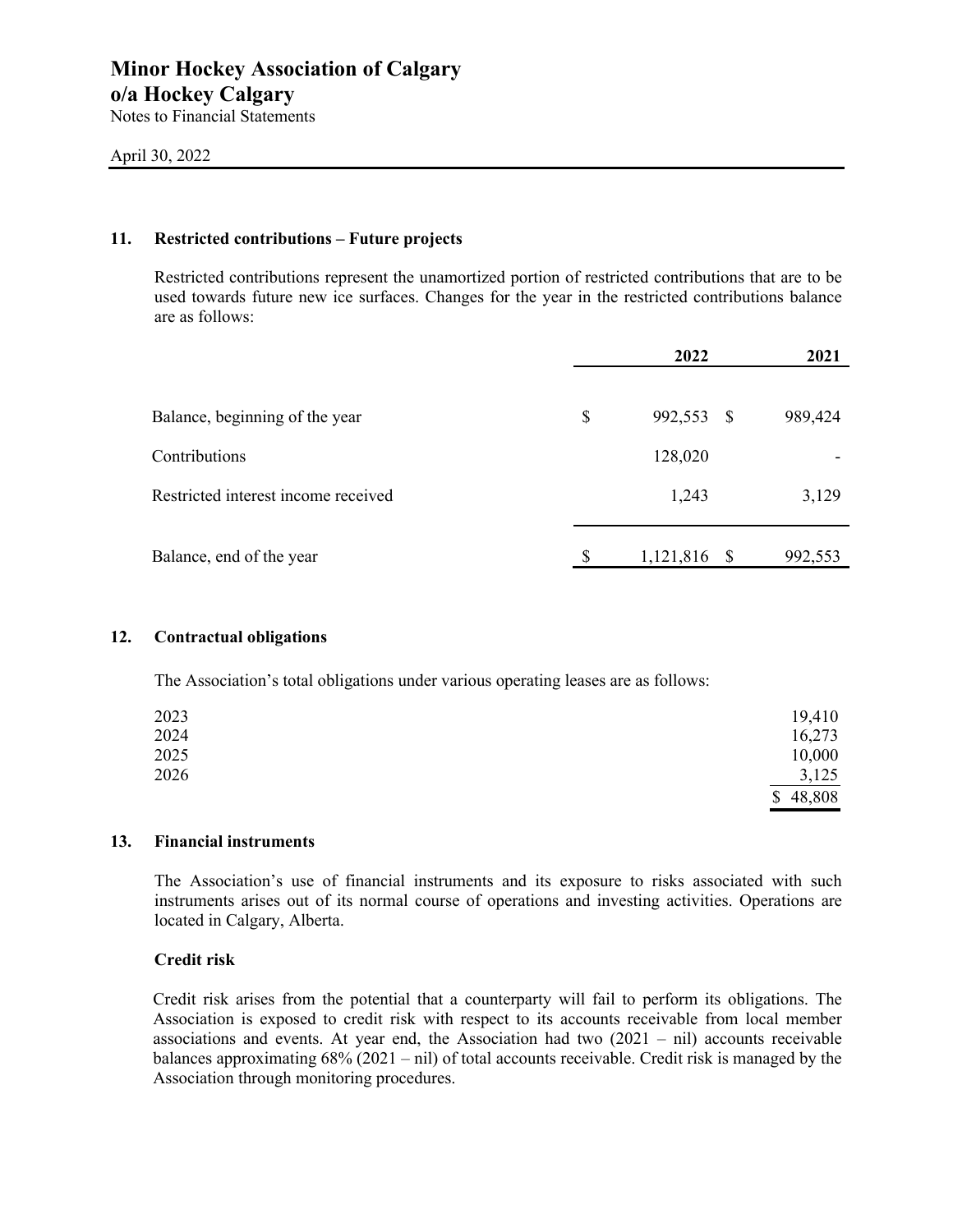# Minor Hockey Association of Calgary
# o/a Hockey Calgary

Notes to Financial Statements

April 30, 2022

## 11. Restricted contributions – Future projects

Restricted contributions represent the unamortized portion of restricted contributions that are to be used towards future new ice surfaces. Changes for the year in the restricted contributions balance are as follows:

| | 2022 | 2021 |
|---|---|---|
| Balance, beginning of the year | $ 992,553 | $ 989,424 |
| Contributions | 128,020 | - |
| Restricted interest income received | 1,243 | 3,129 |
| Balance, end of the year | $ 1,121,816 | $ 992,553 |

## 12. Contractual obligations

The Association's total obligations under various operating leases are as follows:

| | |
|---|---|
| 2023 | 19,410 |
| 2024 | 16,273 |
| 2025 | 10,000 |
| 2026 | 3,125 |
| | $ 48,808 |

## 13. Financial instruments

The Association's use of financial instruments and its exposure to risks associated with such instruments arises out of its normal course of operations and investing activities. Operations are located in Calgary, Alberta.

### Credit risk

Credit risk arises from the potential that a counterparty will fail to perform its obligations. The Association is exposed to credit risk with respect to its accounts receivable from local member associations and events. At year end, the Association had two (2021 – nil) accounts receivable balances approximating 68% (2021 – nil) of total accounts receivable. Credit risk is managed by the Association through monitoring procedures.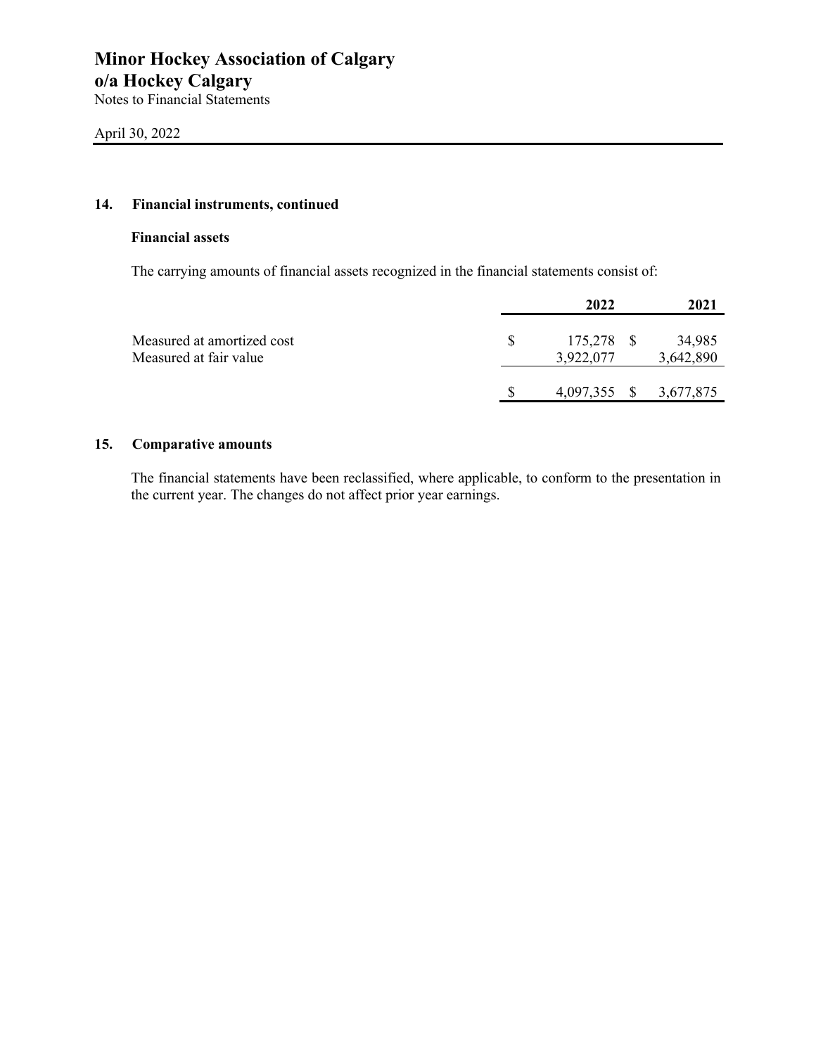# Minor Hockey Association of Calgary
# o/a Hockey Calgary

Notes to Financial Statements

April 30, 2022

## 14. Financial instruments, continued

### Financial assets

The carrying amounts of financial assets recognized in the financial statements consist of:

| | 2022 | 2021 |
|---|---|---|
| Measured at amortized cost | $ 175,278 | $ 34,985 |
| Measured at fair value | 3,922,077 | 3,642,890 |
| | $ 4,097,355 | $ 3,677,875 |

## 15. Comparative amounts

The financial statements have been reclassified, where applicable, to conform to the presentation in the current year. The changes do not affect prior year earnings.